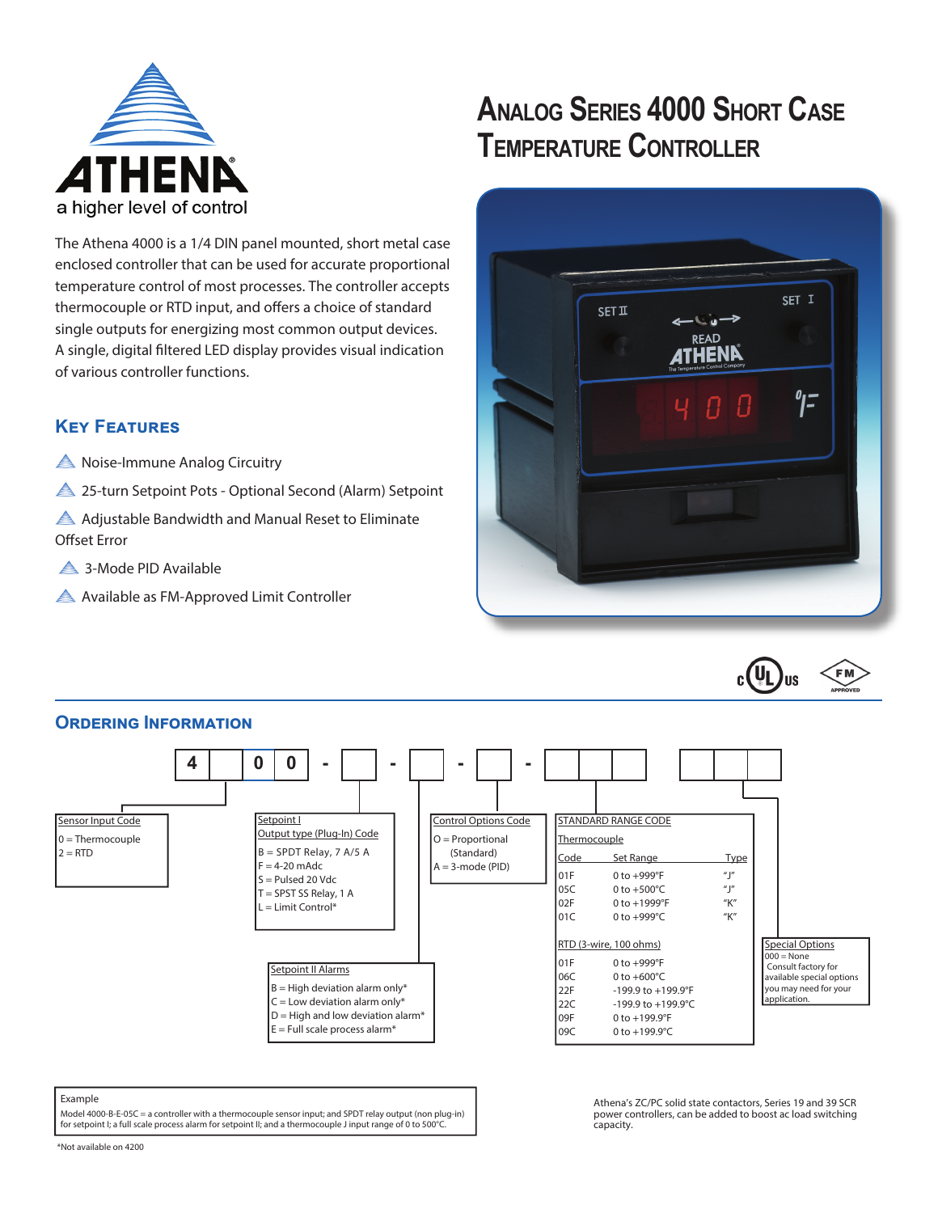ATHENA

a higher level of control

# Analog Series 4000 Short Case Temperature Controller

The Athena 4000 is a 1/4 DIN panel mounted, short metal case enclosed controller that can be used for accurate proportional temperature control of most processes. The controller accepts thermocouple or RTD input, and offers a choice of standard single outputs for energizing most common output devices. A single, digital filtered LED display provides visual indication of various controller functions.

## Key Features

- Noise-Immune Analog Circuitry
- 25-turn Setpoint Pots - Optional Second (Alarm) Setpoint
- Adjustable Bandwidth and Manual Reset to Eliminate Offset Error
- 3-Mode PID Available
- Available as FM-Approved Limit Controller

## Ordering Information

4 _ 0 0 - _ - _ - _ - _ _ _ _ _ _

**Sensor Input Code**
- 0 = Thermocouple
- 2 = RTD

**Setpoint I Output type (Plug-In) Code**
- B = SPDT Relay, 7 A/5 A
- F = 4-20 mAdc
- S = Pulsed 20 Vdc
- T = SPST SS Relay, 1 A
- L = Limit Control*

**Setpoint II Alarms**
- B = High deviation alarm only*
- C = Low deviation alarm only*
- D = High and low deviation alarm*
- E = Full scale process alarm*

**Control Options Code**
- O = Proportional (Standard)
- A = 3-mode (PID)

**STANDARD RANGE CODE**

Thermocouple

| Code | Set Range | Type |
|---|---|---|
| 01F | 0 to +999°F | "J" |
| 05C | 0 to +500°C | "J" |
| 02F | 0 to +1999°F | "K" |
| 01C | 0 to +999°C | "K" |

RTD (3-wire, 100 ohms)

| Code | Set Range |
|---|---|
| 01F | 0 to +999°F |
| 06C | 0 to +600°C |
| 22F | -199.9 to +199.9°F |
| 22C | -199.9 to +199.9°C |
| 09F | 0 to +199.9°F |
| 09C | 0 to +199.9°C |

**Special Options**
000 = None
Consult factory for available special options you may need for your application.

Example
Model 4000-B-E-05C = a controller with a thermocouple sensor input; and SPDT relay output (non plug-in) for setpoint I; a full scale process alarm for setpoint II; and a thermocouple J input range of 0 to 500°C.

*Not available on 4200

Athena's ZC/PC solid state contactors, Series 19 and 39 SCR power controllers, can be added to boost ac load switching capacity.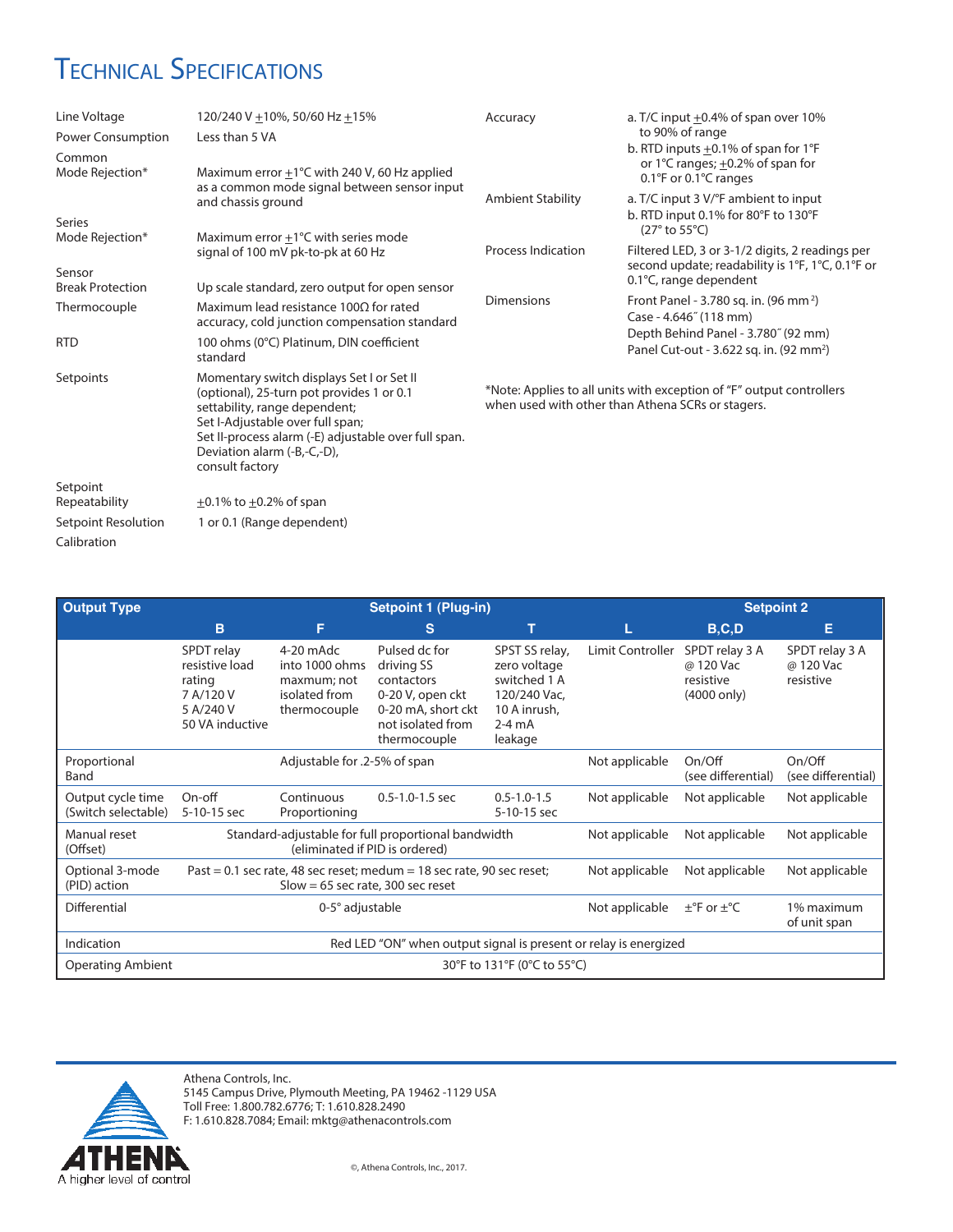# Technical Specifications

| | |
|---|---|
| Line Voltage | 120/240 V ±10%, 50/60 Hz ±15% |
| Power Consumption | Less than 5 VA |
| Common Mode Rejection* | Maximum error ±1°C with 240 V, 60 Hz applied as a common mode signal between sensor input and chassis ground |
| Series Mode Rejection* | Maximum error ±1°C with series mode signal of 100 mV pk-to-pk at 60 Hz |
| Sensor Break Protection | Up scale standard, zero output for open sensor |
| Thermocouple | Maximum lead resistance 100Ω for rated accuracy, cold junction compensation standard |
| RTD | 100 ohms (0°C) Platinum, DIN coefficient standard |
| Setpoints | Momentary switch displays Set I or Set II (optional), 25-turn pot provides 1 or 0.1 settability, range dependent; Set I-Adjustable over full span; Set II-process alarm (-E) adjustable over full span. Deviation alarm (-B,-C,-D), consult factory |
| Setpoint Repeatability | ±0.1% to ±0.2% of span |
| Setpoint Resolution | 1 or 0.1 (Range dependent) |
| Calibration | |
| Accuracy | a. T/C input ±0.4% of span over 10% to 90% of range<br>b. RTD inputs ±0.1% of span for 1°F or 1°C ranges; ±0.2% of span for 0.1°F or 0.1°C ranges |
| Ambient Stability | a. T/C input 3 V/°F ambient to input<br>b. RTD input 0.1% for 80°F to 130°F (27° to 55°C) |
| Process Indication | Filtered LED, 3 or 3-1/2 digits, 2 readings per second update; readability is 1°F, 1°C, 0.1°F or 0.1°C, range dependent |
| Dimensions | Front Panel - 3.780 sq. in. (96 mm²)<br>Case - 4.646″ (118 mm)<br>Depth Behind Panel - 3.780″ (92 mm)<br>Panel Cut-out - 3.622 sq. in. (92 mm²) |

*Note: Applies to all units with exception of "F" output controllers when used with other than Athena SCRs or stagers.

| Output Type | Setpoint 1 (Plug-in) | | | | | Setpoint 2 | |
|---|---|---|---|---|---|---|---|
| | B | F | S | T | L | B,C,D | E |
| | SPDT relay resistive load rating 7 A/120 V 5 A/240 V 50 VA inductive | 4-20 mAdc into 1000 ohms maxmum; not isolated from thermocouple | Pulsed dc for driving SS contactors 0-20 V, open ckt 0-20 mA, short ckt not isolated from thermocouple | SPST SS relay, zero voltage switched 1 A 120/240 Vac, 10 A inrush, 2-4 mA leakage | Limit Controller | SPDT relay 3 A @ 120 Vac resistive (4000 only) | SPDT relay 3 A @ 120 Vac resistive |
| Proportional Band | Adjustable for .2-5% of span | | | | Not applicable | On/Off (see differential) | On/Off (see differential) |
| Output cycle time (Switch selectable) | On-off 5-10-15 sec | Continuous Proportioning | 0.5-1.0-1.5 sec | 0.5-1.0-1.5 5-10-15 sec | Not applicable | Not applicable | Not applicable |
| Manual reset (Offset) | Standard-adjustable for full proportional bandwidth (eliminated if PID is ordered) | | | | Not applicable | Not applicable | Not applicable |
| Optional 3-mode (PID) action | Past = 0.1 sec rate, 48 sec reset; medum = 18 sec rate, 90 sec reset; Slow = 65 sec rate, 300 sec reset | | | | Not applicable | Not applicable | Not applicable |
| Differential | 0-5° adjustable | | | | Not applicable | ±°F or ±°C | 1% maximum of unit span |
| Indication | Red LED "ON" when output signal is present or relay is energized | | | | | | |
| Operating Ambient | 30°F to 131°F (0°C to 55°C) | | | | | | |

Athena Controls, Inc.
5145 Campus Drive, Plymouth Meeting, PA 19462 -1129 USA
Toll Free: 1.800.782.6776; T: 1.610.828.2490
F: 1.610.828.7084; Email: mktg@athenacontrols.com

ATHENA
A higher level of control

©, Athena Controls, Inc., 2017.